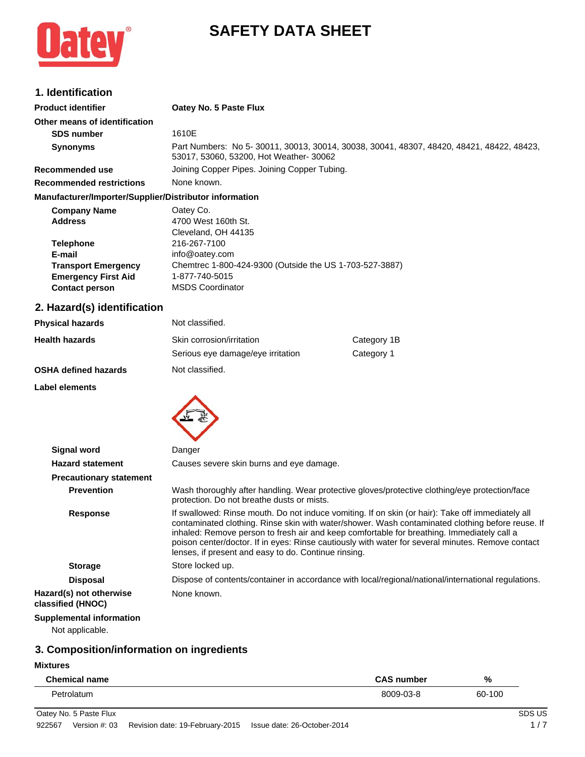# SAFETY DATA SHEET

## 1. Identification

**Product identifier** **Oatey No. 5 Paste Flux**

**Other means of identification**

**SDS number** 1610E

**Synonyms** Part Numbers: No 5- 30011, 30013, 30014, 30038, 30041, 48307, 48420, 48421, 48422, 48423, 53017, 53060, 53200, Hot Weather- 30062

**Recommended use** Joining Copper Pipes. Joining Copper Tubing.

**Recommended restrictions** None known.

**Manufacturer/Importer/Supplier/Distributor information**

**Company Name** Oatey Co.

**Address** 4700 West 160th St.
Cleveland, OH 44135

**Telephone** 216-267-7100

**E-mail** info@oatey.com

**Transport Emergency** Chemtrec 1-800-424-9300 (Outside the US 1-703-527-3887)

**Emergency First Aid** 1-877-740-5015

**Contact person** MSDS Coordinator

## 2. Hazard(s) identification

**Physical hazards** Not classified.

**Health hazards**

| | |
|---|---|
| Skin corrosion/irritation | Category 1B |
| Serious eye damage/eye irritation | Category 1 |

**OSHA defined hazards** Not classified.

**Label elements**

**Signal word** Danger

**Hazard statement** Causes severe skin burns and eye damage.

**Precautionary statement**

**Prevention** Wash thoroughly after handling. Wear protective gloves/protective clothing/eye protection/face protection. Do not breathe dusts or mists.

**Response** If swallowed: Rinse mouth. Do not induce vomiting. If on skin (or hair): Take off immediately all contaminated clothing. Rinse skin with water/shower. Wash contaminated clothing before reuse. If inhaled: Remove person to fresh air and keep comfortable for breathing. Immediately call a poison center/doctor. If in eyes: Rinse cautiously with water for several minutes. Remove contact lenses, if present and easy to do. Continue rinsing.

**Storage** Store locked up.

**Disposal** Dispose of contents/container in accordance with local/regional/national/international regulations.

**Hazard(s) not otherwise classified (HNOC)** None known.

**Supplemental information**

Not applicable.

## 3. Composition/information on ingredients

**Mixtures**

| Chemical name | CAS number | % |
|---|---|---|
| Petrolatum | 8009-03-8 | 60-100 |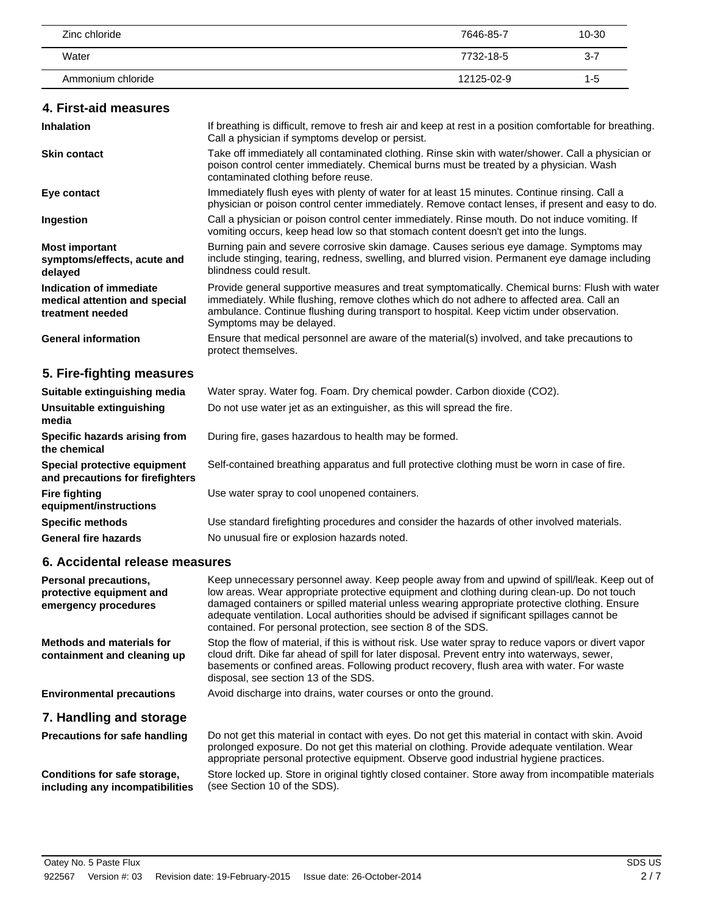| Zinc chloride | 7646-85-7 | 10-30 |
| --- | --- | --- |
| Water | 7732-18-5 | 3-7 |
| Ammonium chloride | 12125-02-9 | 1-5 |

## 4. First-aid measures

**Inhalation**
If breathing is difficult, remove to fresh air and keep at rest in a position comfortable for breathing. Call a physician if symptoms develop or persist.

**Skin contact**
Take off immediately all contaminated clothing. Rinse skin with water/shower. Call a physician or poison control center immediately. Chemical burns must be treated by a physician. Wash contaminated clothing before reuse.

**Eye contact**
Immediately flush eyes with plenty of water for at least 15 minutes. Continue rinsing. Call a physician or poison control center immediately. Remove contact lenses, if present and easy to do.

**Ingestion**
Call a physician or poison control center immediately. Rinse mouth. Do not induce vomiting. If vomiting occurs, keep head low so that stomach content doesn't get into the lungs.

**Most important symptoms/effects, acute and delayed**
Burning pain and severe corrosive skin damage. Causes serious eye damage. Symptoms may include stinging, tearing, redness, swelling, and blurred vision. Permanent eye damage including blindness could result.

**Indication of immediate medical attention and special treatment needed**
Provide general supportive measures and treat symptomatically. Chemical burns: Flush with water immediately. While flushing, remove clothes which do not adhere to affected area. Call an ambulance. Continue flushing during transport to hospital. Keep victim under observation. Symptoms may be delayed.

**General information**
Ensure that medical personnel are aware of the material(s) involved, and take precautions to protect themselves.

## 5. Fire-fighting measures

**Suitable extinguishing media**
Water spray. Water fog. Foam. Dry chemical powder. Carbon dioxide ($CO_2$).

**Unsuitable extinguishing media**
Do not use water jet as an extinguisher, as this will spread the fire.

**Specific hazards arising from the chemical**
During fire, gases hazardous to health may be formed.

**Special protective equipment and precautions for firefighters**
Self-contained breathing apparatus and full protective clothing must be worn in case of fire.

**Fire fighting equipment/instructions**
Use water spray to cool unopened containers.

**Specific methods**
Use standard firefighting procedures and consider the hazards of other involved materials.

**General fire hazards**
No unusual fire or explosion hazards noted.

## 6. Accidental release measures

**Personal precautions, protective equipment and emergency procedures**
Keep unnecessary personnel away. Keep people away from and upwind of spill/leak. Keep out of low areas. Wear appropriate protective equipment and clothing during clean-up. Do not touch damaged containers or spilled material unless wearing appropriate protective clothing. Ensure adequate ventilation. Local authorities should be advised if significant spillages cannot be contained. For personal protection, see section 8 of the SDS.

**Methods and materials for containment and cleaning up**
Stop the flow of material, if this is without risk. Use water spray to reduce vapors or divert vapor cloud drift. Dike far ahead of spill for later disposal. Prevent entry into waterways, sewer, basements or confined areas. Following product recovery, flush area with water. For waste disposal, see section 13 of the SDS.

**Environmental precautions**
Avoid discharge into drains, water courses or onto the ground.

## 7. Handling and storage

**Precautions for safe handling**
Do not get this material in contact with eyes. Do not get this material in contact with skin. Avoid prolonged exposure. Do not get this material on clothing. Provide adequate ventilation. Wear appropriate personal protective equipment. Observe good industrial hygiene practices.

**Conditions for safe storage, including any incompatibilities**
Store locked up. Store in original tightly closed container. Store away from incompatible materials (see Section 10 of the SDS).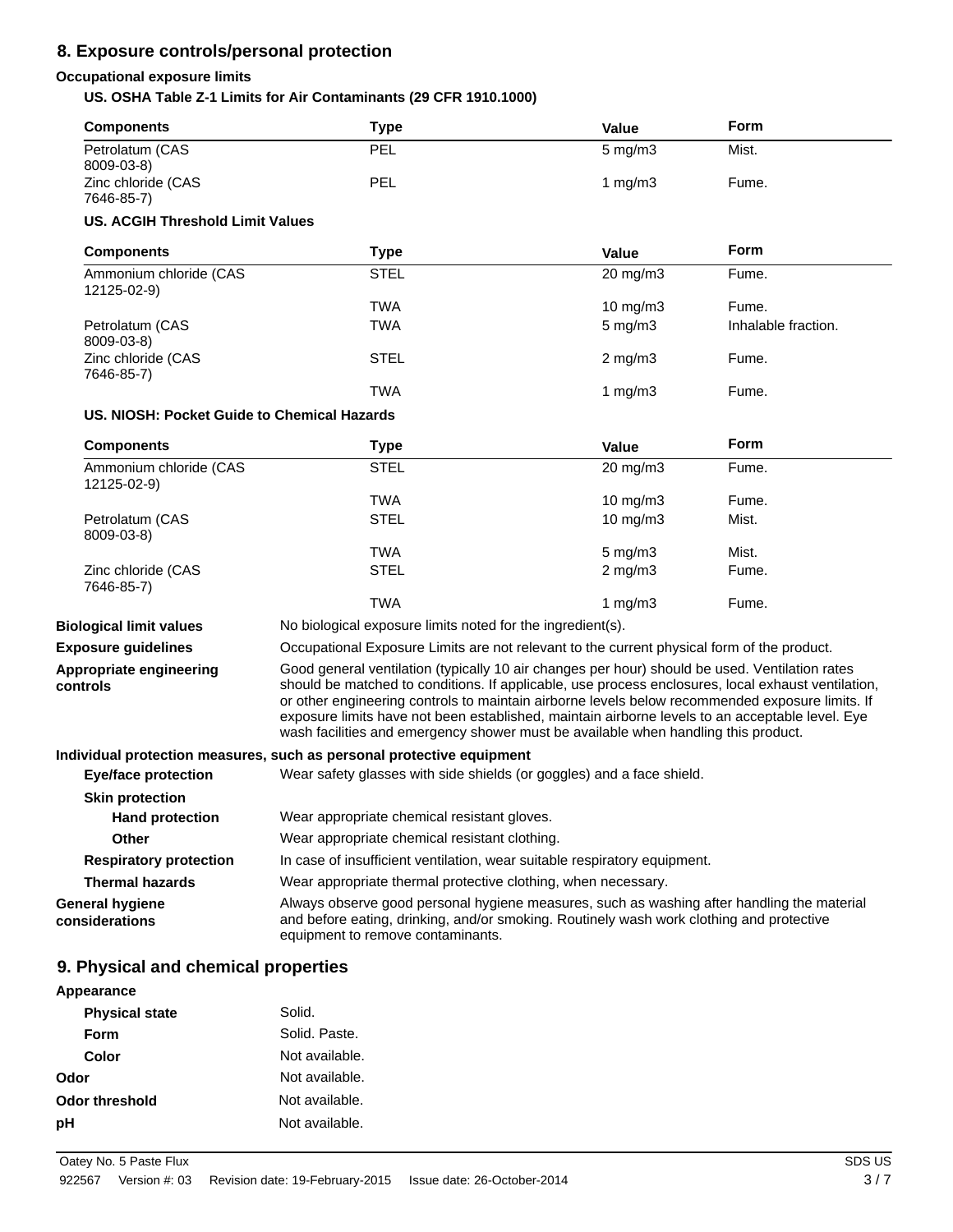## 8. Exposure controls/personal protection

**Occupational exposure limits**

**US. OSHA Table Z-1 Limits for Air Contaminants (29 CFR 1910.1000)**

| Components | Type | Value | Form |
|---|---|---|---|
| Petrolatum (CAS 8009-03-8) | PEL | 5 mg/m3 | Mist. |
| Zinc chloride (CAS 7646-85-7) | PEL | 1 mg/m3 | Fume. |

**US. ACGIH Threshold Limit Values**

| Components | Type | Value | Form |
|---|---|---|---|
| Ammonium chloride (CAS 12125-02-9) | STEL | 20 mg/m3 | Fume. |
| | TWA | 10 mg/m3 | Fume. |
| Petrolatum (CAS 8009-03-8) | TWA | 5 mg/m3 | Inhalable fraction. |
| Zinc chloride (CAS 7646-85-7) | STEL | 2 mg/m3 | Fume. |
| | TWA | 1 mg/m3 | Fume. |

**US. NIOSH: Pocket Guide to Chemical Hazards**

| Components | Type | Value | Form |
|---|---|---|---|
| Ammonium chloride (CAS 12125-02-9) | STEL | 20 mg/m3 | Fume. |
| | TWA | 10 mg/m3 | Fume. |
| Petrolatum (CAS 8009-03-8) | STEL | 10 mg/m3 | Mist. |
| | TWA | 5 mg/m3 | Mist. |
| Zinc chloride (CAS 7646-85-7) | STEL | 2 mg/m3 | Fume. |
| | TWA | 1 mg/m3 | Fume. |

**Biological limit values** No biological exposure limits noted for the ingredient(s).

**Exposure guidelines** Occupational Exposure Limits are not relevant to the current physical form of the product.

**Appropriate engineering controls** Good general ventilation (typically 10 air changes per hour) should be used. Ventilation rates should be matched to conditions. If applicable, use process enclosures, local exhaust ventilation, or other engineering controls to maintain airborne levels below recommended exposure limits. If exposure limits have not been established, maintain airborne levels to an acceptable level. Eye wash facilities and emergency shower must be available when handling this product.

**Individual protection measures, such as personal protective equipment**

**Eye/face protection** Wear safety glasses with side shields (or goggles) and a face shield.

**Skin protection**

**Hand protection** Wear appropriate chemical resistant gloves.

**Other** Wear appropriate chemical resistant clothing.

**Respiratory protection** In case of insufficient ventilation, wear suitable respiratory equipment.

**Thermal hazards** Wear appropriate thermal protective clothing, when necessary.

**General hygiene considerations** Always observe good personal hygiene measures, such as washing after handling the material and before eating, drinking, and/or smoking. Routinely wash work clothing and protective equipment to remove contaminants.

## 9. Physical and chemical properties

**Appearance**

**Physical state** Solid.

**Form** Solid. Paste.

**Color** Not available.

**Odor** Not available.

**Odor threshold** Not available.

**pH** Not available.

Oatey No. 5 Paste Flux SDS US

922567 Version #: 03 Revision date: 19-February-2015 Issue date: 26-October-2014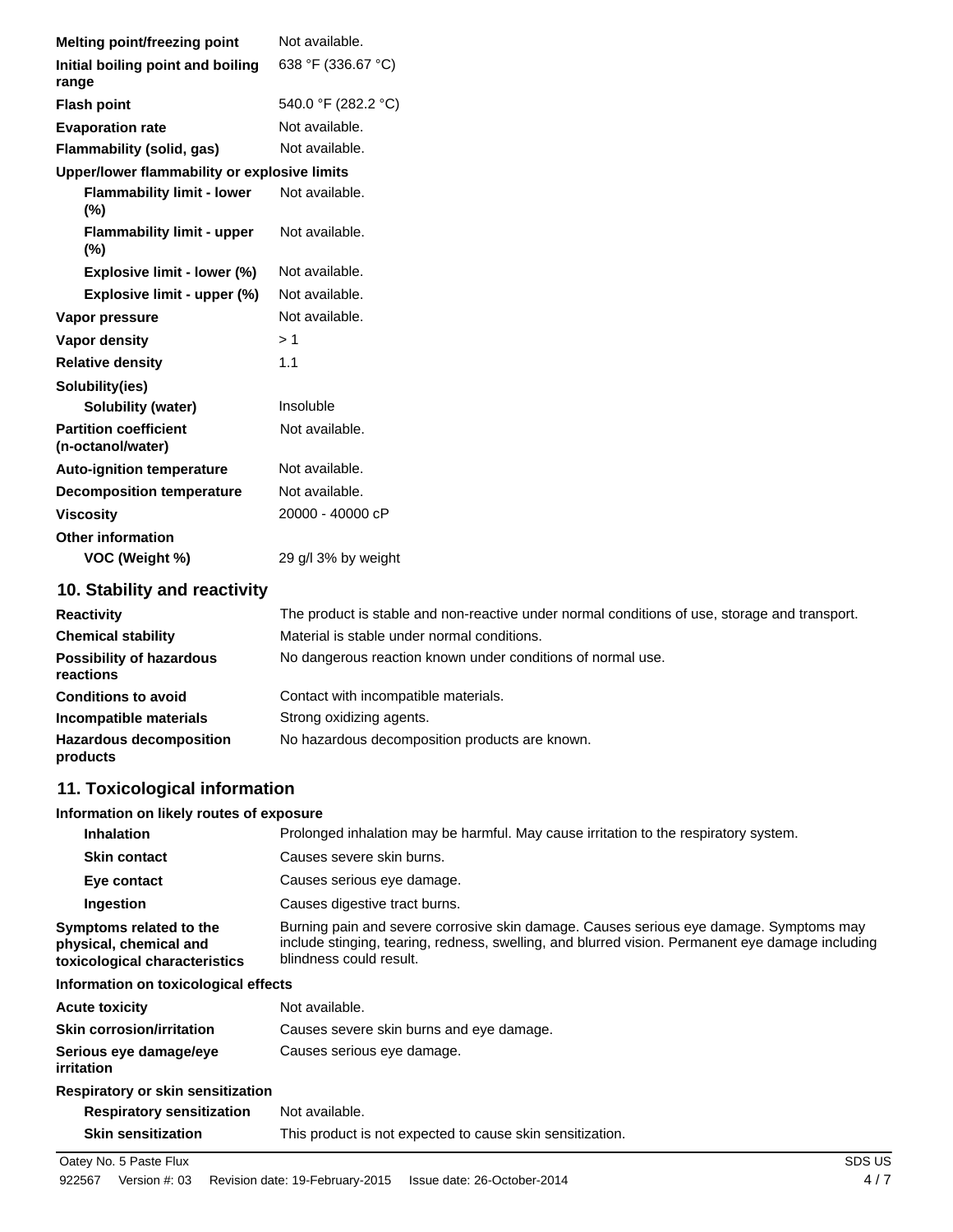| | |
|---|---|
| **Melting point/freezing point** | Not available. |
| **Initial boiling point and boiling range** | 638 °F (336.67 °C) |
| **Flash point** | 540.0 °F (282.2 °C) |
| **Evaporation rate** | Not available. |
| **Flammability (solid, gas)** | Not available. |
| **Upper/lower flammability or explosive limits** | |
| **Flammability limit - lower (%)** | Not available. |
| **Flammability limit - upper (%)** | Not available. |
| **Explosive limit - lower (%)** | Not available. |
| **Explosive limit - upper (%)** | Not available. |
| **Vapor pressure** | Not available. |
| **Vapor density** | > 1 |
| **Relative density** | 1.1 |
| **Solubility(ies)** | |
| **Solubility (water)** | Insoluble |
| **Partition coefficient (n-octanol/water)** | Not available. |
| **Auto-ignition temperature** | Not available. |
| **Decomposition temperature** | Not available. |
| **Viscosity** | 20000 - 40000 cP |
| **Other information** | |
| **VOC (Weight %)** | 29 g/l 3% by weight |

## 10. Stability and reactivity

| | |
|---|---|
| **Reactivity** | The product is stable and non-reactive under normal conditions of use, storage and transport. |
| **Chemical stability** | Material is stable under normal conditions. |
| **Possibility of hazardous reactions** | No dangerous reaction known under conditions of normal use. |
| **Conditions to avoid** | Contact with incompatible materials. |
| **Incompatible materials** | Strong oxidizing agents. |
| **Hazardous decomposition products** | No hazardous decomposition products are known. |

## 11. Toxicological information

**Information on likely routes of exposure**

| | |
|---|---|
| **Inhalation** | Prolonged inhalation may be harmful. May cause irritation to the respiratory system. |
| **Skin contact** | Causes severe skin burns. |
| **Eye contact** | Causes serious eye damage. |
| **Ingestion** | Causes digestive tract burns. |
| **Symptoms related to the physical, chemical and toxicological characteristics** | Burning pain and severe corrosive skin damage. Causes serious eye damage. Symptoms may include stinging, tearing, redness, swelling, and blurred vision. Permanent eye damage including blindness could result. |

**Information on toxicological effects**

| | |
|---|---|
| **Acute toxicity** | Not available. |
| **Skin corrosion/irritation** | Causes severe skin burns and eye damage. |
| **Serious eye damage/eye irritation** | Causes serious eye damage. |
| **Respiratory or skin sensitization** | |
| **Respiratory sensitization** | Not available. |
| **Skin sensitization** | This product is not expected to cause skin sensitization. |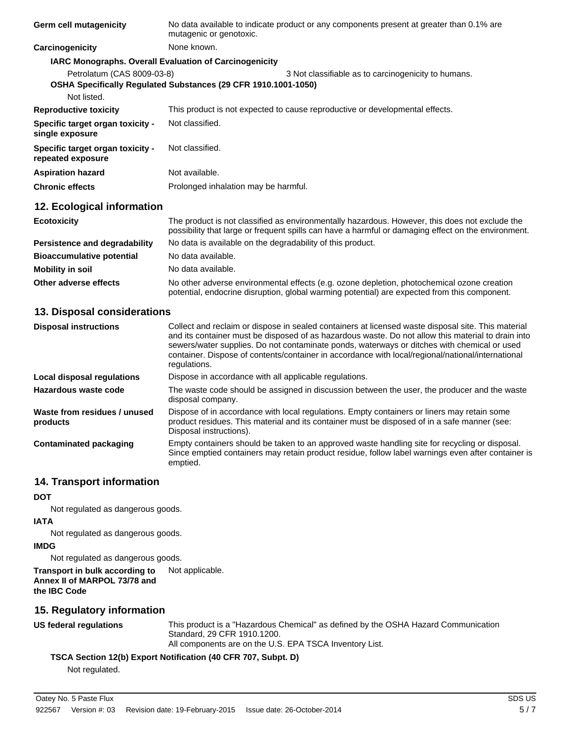| | |
|---|---|
| **Germ cell mutagenicity** | No data available to indicate product or any components present at greater than 0.1% are mutagenic or genotoxic. |
| **Carcinogenicity** | None known. |

**IARC Monographs. Overall Evaluation of Carcinogenicity**

| | |
|---|---|
| Petrolatum (CAS 8009-03-8) | 3 Not classifiable as to carcinogenicity to humans. |

**OSHA Specifically Regulated Substances (29 CFR 1910.1001-1050)**

Not listed.

| | |
|---|---|
| **Reproductive toxicity** | This product is not expected to cause reproductive or developmental effects. |
| **Specific target organ toxicity - single exposure** | Not classified. |
| **Specific target organ toxicity - repeated exposure** | Not classified. |
| **Aspiration hazard** | Not available. |
| **Chronic effects** | Prolonged inhalation may be harmful. |

## 12. Ecological information

| | |
|---|---|
| **Ecotoxicity** | The product is not classified as environmentally hazardous. However, this does not exclude the possibility that large or frequent spills can have a harmful or damaging effect on the environment. |
| **Persistence and degradability** | No data is available on the degradability of this product. |
| **Bioaccumulative potential** | No data available. |
| **Mobility in soil** | No data available. |
| **Other adverse effects** | No other adverse environmental effects (e.g. ozone depletion, photochemical ozone creation potential, endocrine disruption, global warming potential) are expected from this component. |

## 13. Disposal considerations

| | |
|---|---|
| **Disposal instructions** | Collect and reclaim or dispose in sealed containers at licensed waste disposal site. This material and its container must be disposed of as hazardous waste. Do not allow this material to drain into sewers/water supplies. Do not contaminate ponds, waterways or ditches with chemical or used container. Dispose of contents/container in accordance with local/regional/national/international regulations. |
| **Local disposal regulations** | Dispose in accordance with all applicable regulations. |
| **Hazardous waste code** | The waste code should be assigned in discussion between the user, the producer and the waste disposal company. |
| **Waste from residues / unused products** | Dispose of in accordance with local regulations. Empty containers or liners may retain some product residues. This material and its container must be disposed of in a safe manner (see: Disposal instructions). |
| **Contaminated packaging** | Empty containers should be taken to an approved waste handling site for recycling or disposal. Since emptied containers may retain product residue, follow label warnings even after container is emptied. |

## 14. Transport information

**DOT**

Not regulated as dangerous goods.

**IATA**

Not regulated as dangerous goods.

**IMDG**

Not regulated as dangerous goods.

| | |
|---|---|
| **Transport in bulk according to Annex II of MARPOL 73/78 and the IBC Code** | Not applicable. |

## 15. Regulatory information

| | |
|---|---|
| **US federal regulations** | This product is a "Hazardous Chemical" as defined by the OSHA Hazard Communication Standard, 29 CFR 1910.1200.<br>All components are on the U.S. EPA TSCA Inventory List. |

**TSCA Section 12(b) Export Notification (40 CFR 707, Subpt. D)**

Not regulated.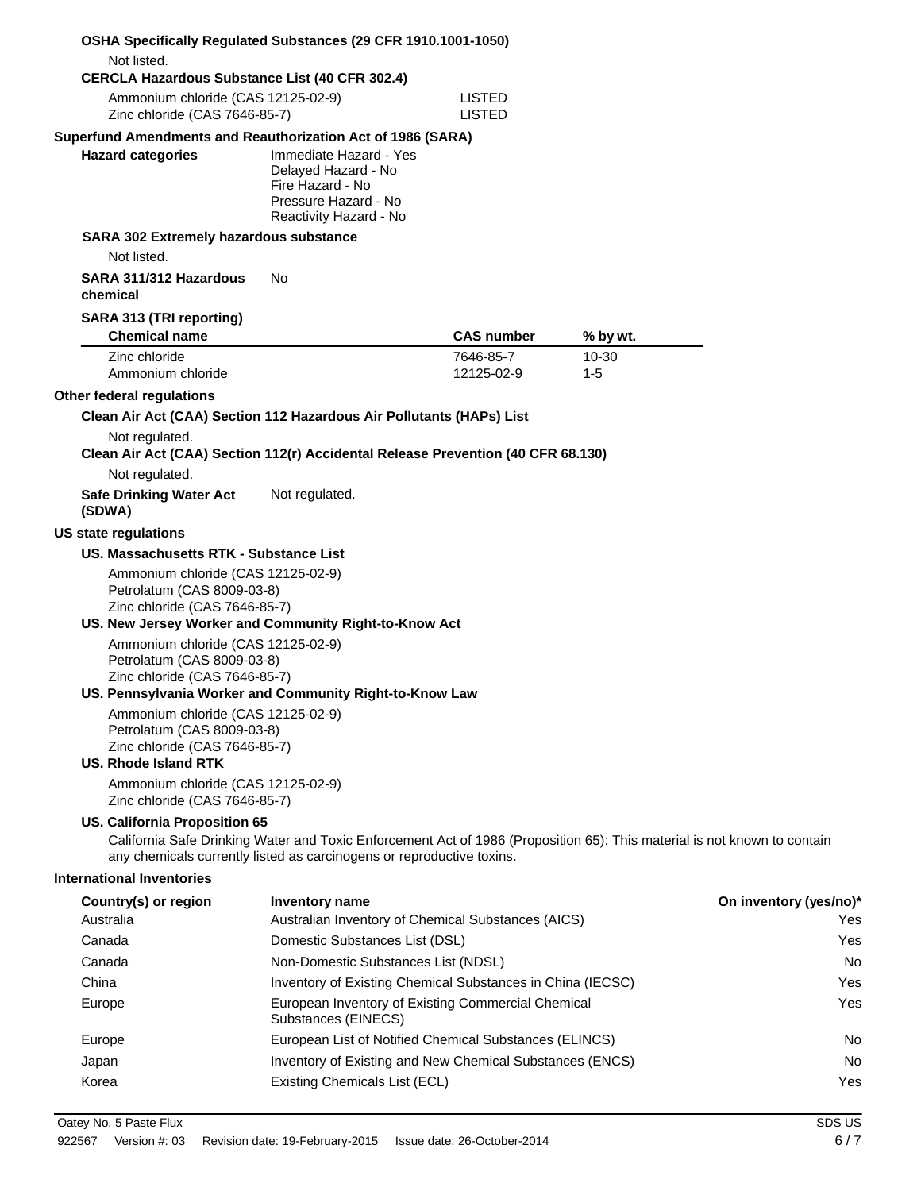**OSHA Specifically Regulated Substances (29 CFR 1910.1001-1050)**

Not listed.

**CERCLA Hazardous Substance List (40 CFR 302.4)**

| | |
|---|---|
| Ammonium chloride (CAS 12125-02-9) | LISTED |
| Zinc chloride (CAS 7646-85-7) | LISTED |

**Superfund Amendments and Reauthorization Act of 1986 (SARA)**

**Hazard categories**

Immediate Hazard - Yes
Delayed Hazard - No
Fire Hazard - No
Pressure Hazard - No
Reactivity Hazard - No

**SARA 302 Extremely hazardous substance**

Not listed.

**SARA 311/312 Hazardous chemical** No

**SARA 313 (TRI reporting)**

| Chemical name | CAS number | % by wt. |
|---|---|---|
| Zinc chloride | 7646-85-7 | 10-30 |
| Ammonium chloride | 12125-02-9 | 1-5 |

**Other federal regulations**

**Clean Air Act (CAA) Section 112 Hazardous Air Pollutants (HAPs) List**

Not regulated.

**Clean Air Act (CAA) Section 112(r) Accidental Release Prevention (40 CFR 68.130)**

Not regulated.

**Safe Drinking Water Act (SDWA)** Not regulated.

**US state regulations**

**US. Massachusetts RTK - Substance List**

Ammonium chloride (CAS 12125-02-9)
Petrolatum (CAS 8009-03-8)
Zinc chloride (CAS 7646-85-7)

**US. New Jersey Worker and Community Right-to-Know Act**

Ammonium chloride (CAS 12125-02-9)
Petrolatum (CAS 8009-03-8)
Zinc chloride (CAS 7646-85-7)

**US. Pennsylvania Worker and Community Right-to-Know Law**

Ammonium chloride (CAS 12125-02-9)
Petrolatum (CAS 8009-03-8)
Zinc chloride (CAS 7646-85-7)

**US. Rhode Island RTK**

Ammonium chloride (CAS 12125-02-9)
Zinc chloride (CAS 7646-85-7)

**US. California Proposition 65**

California Safe Drinking Water and Toxic Enforcement Act of 1986 (Proposition 65): This material is not known to contain any chemicals currently listed as carcinogens or reproductive toxins.

**International Inventories**

| Country(s) or region | Inventory name | On inventory (yes/no)* |
|---|---|---|
| Australia | Australian Inventory of Chemical Substances (AICS) | Yes |
| Canada | Domestic Substances List (DSL) | Yes |
| Canada | Non-Domestic Substances List (NDSL) | No |
| China | Inventory of Existing Chemical Substances in China (IECSC) | Yes |
| Europe | European Inventory of Existing Commercial Chemical Substances (EINECS) | Yes |
| Europe | European List of Notified Chemical Substances (ELINCS) | No |
| Japan | Inventory of Existing and New Chemical Substances (ENCS) | No |
| Korea | Existing Chemicals List (ECL) | Yes |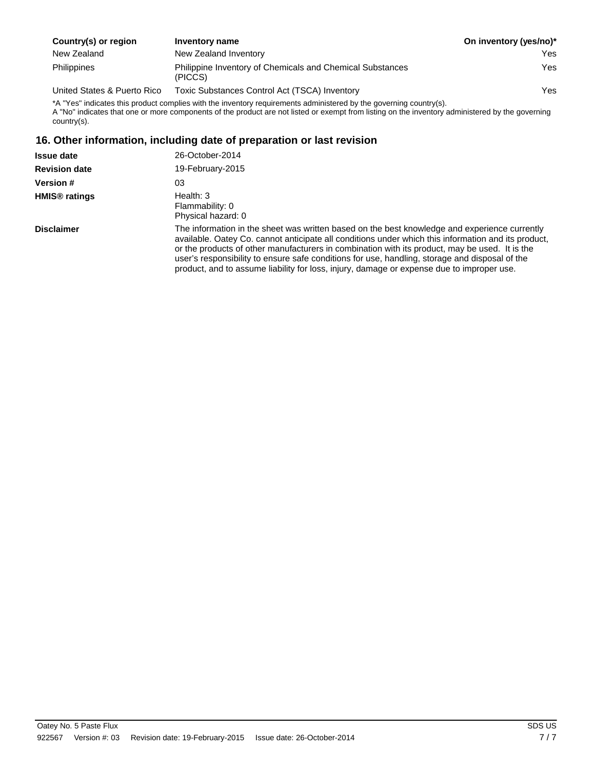| Country(s) or region | Inventory name | On inventory (yes/no)* |
| --- | --- | --- |
| New Zealand | New Zealand Inventory | Yes |
| Philippines | Philippine Inventory of Chemicals and Chemical Substances (PICCS) | Yes |
| United States & Puerto Rico | Toxic Substances Control Act (TSCA) Inventory | Yes |

*A "Yes" indicates this product complies with the inventory requirements administered by the governing country(s).
A "No" indicates that one or more components of the product are not listed or exempt from listing on the inventory administered by the governing country(s).

## 16. Other information, including date of preparation or last revision

**Issue date** 26-October-2014

**Revision date** 19-February-2015

**Version #** 03

**HMIS® ratings**
Health: 3
Flammability: 0
Physical hazard: 0

**Disclaimer** The information in the sheet was written based on the best knowledge and experience currently available. Oatey Co. cannot anticipate all conditions under which this information and its product, or the products of other manufacturers in combination with its product, may be used. It is the user's responsibility to ensure safe conditions for use, handling, storage and disposal of the product, and to assume liability for loss, injury, damage or expense due to improper use.